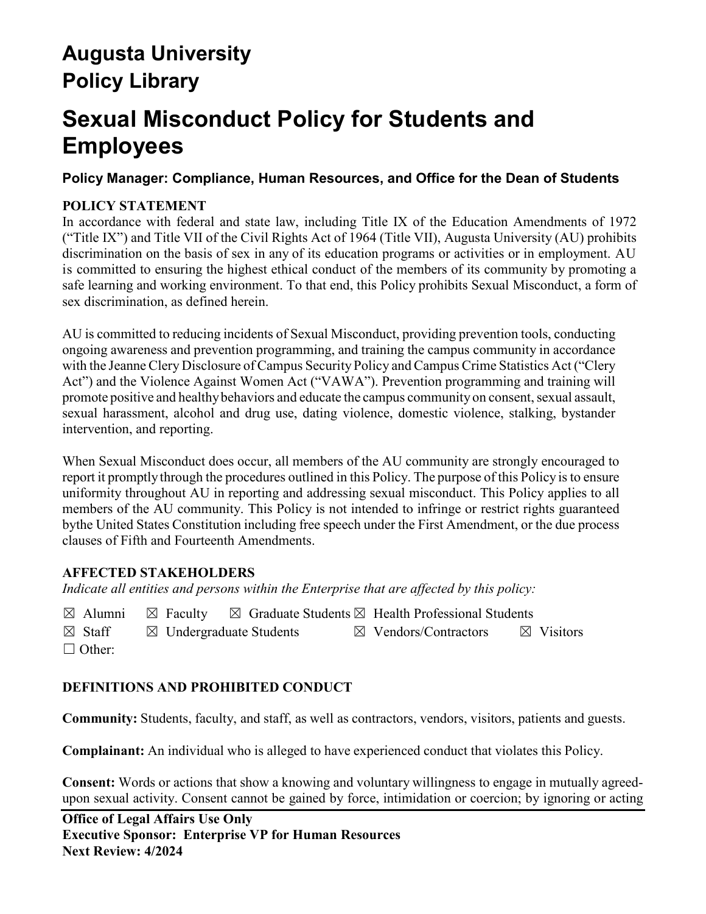# Augusta University Policy Library

# Sexual Misconduct Policy for Students and Employees

### Policy Manager: Compliance, Human Resources, and Office for the Dean of Students

**POLICY STATEMENT**

In accordance with federal and state law, including Title IX of the Education Amendments of 1972 ("Title IX") and Title VII of the Civil Rights Act of 1964 (Title VII), Augusta University (AU) prohibits discrimination on the basis of sex in any of its education programs or activities or in employment. AU is committed to ensuring the highest ethical conduct of the members of its community by promoting a safe learning and working environment. To that end, this Policy prohibits Sexual Misconduct, a form of sex discrimination, as defined herein.

AU is committed to reducing incidents of Sexual Misconduct, providing prevention tools, conducting ongoing awareness and prevention programming, and training the campus community in accordance with the Jeanne Clery Disclosure of Campus Security Policy and Campus Crime Statistics Act ("Clery Act") and the Violence Against Women Act ("VAWA"). Prevention programming and training will promote positive and healthy behaviors and educate the campus community on consent, sexual assault, sexual harassment, alcohol and drug use, dating violence, domestic violence, stalking, bystander intervention, and reporting.

When Sexual Misconduct does occur, all members of the AU community are strongly encouraged to report it promptly through the procedures outlined in this Policy. The purpose of this Policy is to ensure uniformity throughout AU in reporting and addressing sexual misconduct. This Policy applies to all members of the AU community. This Policy is not intended to infringe or restrict rights guaranteed bythe United States Constitution including free speech under the First Amendment, or the due process clauses of Fifth and Fourteenth Amendments.

**AFFECTED STAKEHOLDERS**

*Indicate all entities and persons within the Enterprise that are affected by this policy:*

☒ Alumni ☒ Faculty ☒ Graduate Students ☒ Health Professional Students
☒ Staff ☒ Undergraduate Students ☒ Vendors/Contractors ☒ Visitors
☐ Other:

**DEFINITIONS AND PROHIBITED CONDUCT**

**Community:** Students, faculty, and staff, as well as contractors, vendors, visitors, patients and guests.

**Complainant:** An individual who is alleged to have experienced conduct that violates this Policy.

**Consent:** Words or actions that show a knowing and voluntary willingness to engage in mutually agreed-upon sexual activity. Consent cannot be gained by force, intimidation or coercion; by ignoring or acting

**Office of Legal Affairs Use Only**
**Executive Sponsor: Enterprise VP for Human Resources**
**Next Review: 4/2024**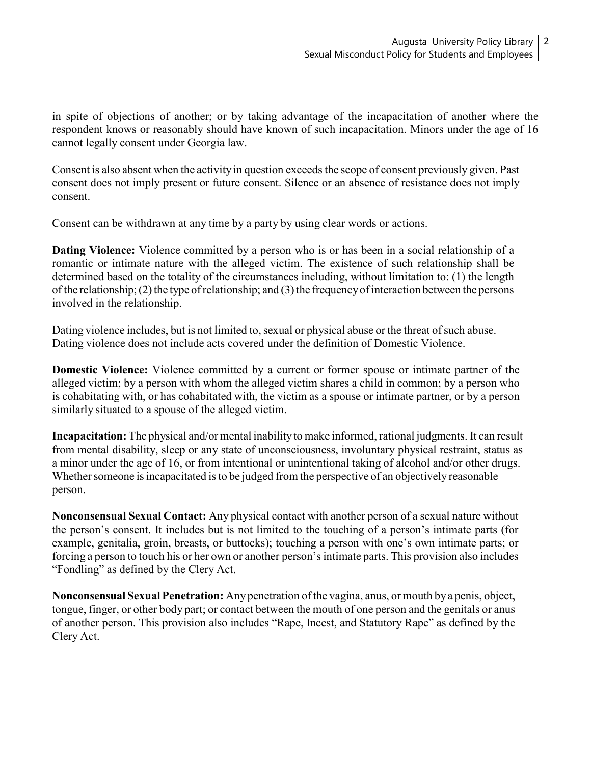in spite of objections of another; or by taking advantage of the incapacitation of another where the respondent knows or reasonably should have known of such incapacitation. Minors under the age of 16 cannot legally consent under Georgia law.

Consent is also absent when the activity in question exceeds the scope of consent previously given. Past consent does not imply present or future consent. Silence or an absence of resistance does not imply consent.

Consent can be withdrawn at any time by a party by using clear words or actions.

**Dating Violence:** Violence committed by a person who is or has been in a social relationship of a romantic or intimate nature with the alleged victim. The existence of such relationship shall be determined based on the totality of the circumstances including, without limitation to: (1) the length of the relationship; (2) the type of relationship; and (3) the frequency of interaction between the persons involved in the relationship.

Dating violence includes, but is not limited to, sexual or physical abuse or the threat of such abuse. Dating violence does not include acts covered under the definition of Domestic Violence.

**Domestic Violence:** Violence committed by a current or former spouse or intimate partner of the alleged victim; by a person with whom the alleged victim shares a child in common; by a person who is cohabitating with, or has cohabitated with, the victim as a spouse or intimate partner, or by a person similarly situated to a spouse of the alleged victim.

**Incapacitation:** The physical and/or mental inability to make informed, rational judgments. It can result from mental disability, sleep or any state of unconsciousness, involuntary physical restraint, status as a minor under the age of 16, or from intentional or unintentional taking of alcohol and/or other drugs. Whether someone is incapacitated is to be judged from the perspective of an objectively reasonable person.

**Nonconsensual Sexual Contact:** Any physical contact with another person of a sexual nature without the person's consent. It includes but is not limited to the touching of a person's intimate parts (for example, genitalia, groin, breasts, or buttocks); touching a person with one's own intimate parts; or forcing a person to touch his or her own or another person's intimate parts. This provision also includes "Fondling" as defined by the Clery Act.

**Nonconsensual Sexual Penetration:** Any penetration of the vagina, anus, or mouth by a penis, object, tongue, finger, or other body part; or contact between the mouth of one person and the genitals or anus of another person. This provision also includes "Rape, Incest, and Statutory Rape" as defined by the Clery Act.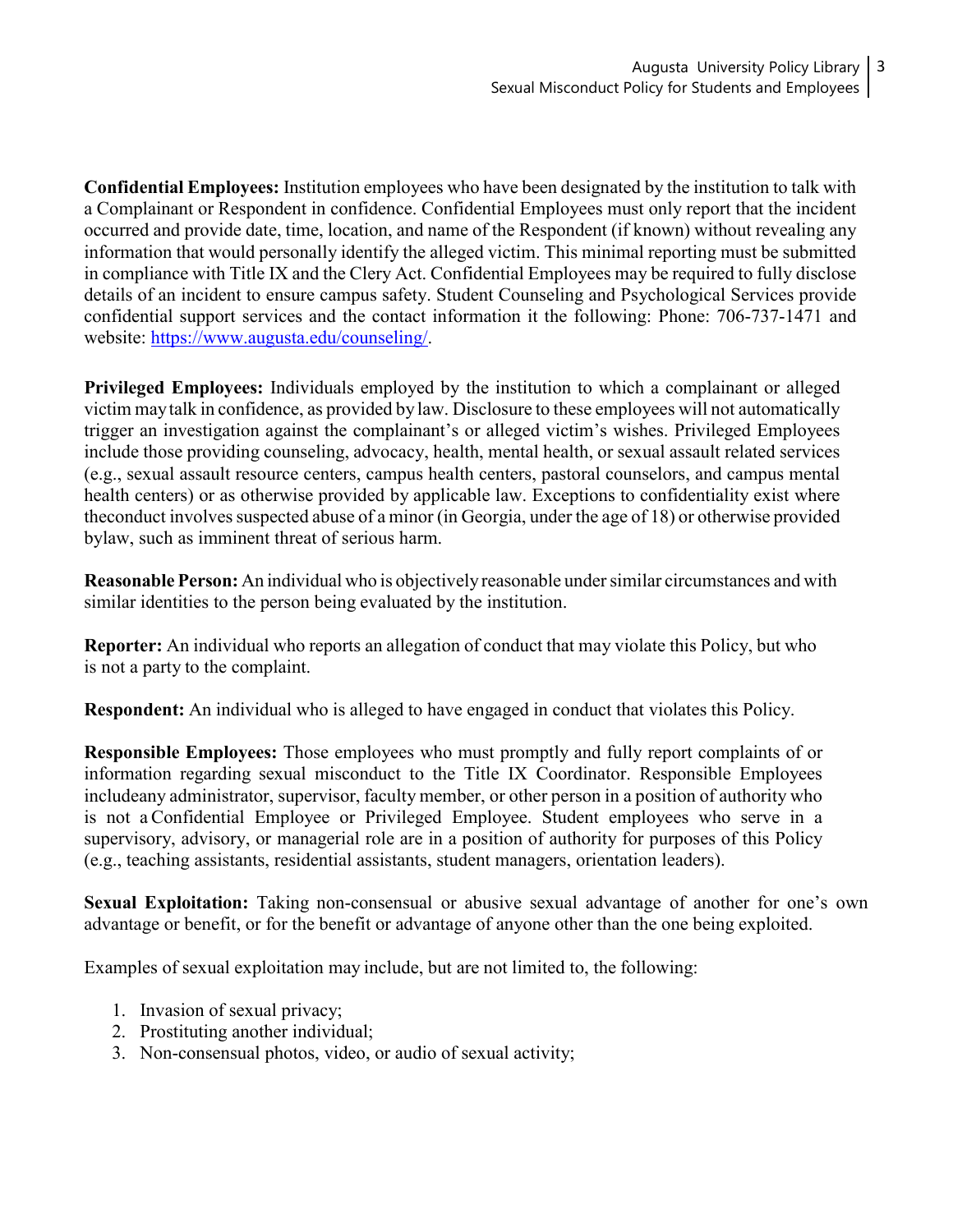**Confidential Employees:** Institution employees who have been designated by the institution to talk with a Complainant or Respondent in confidence. Confidential Employees must only report that the incident occurred and provide date, time, location, and name of the Respondent (if known) without revealing any information that would personally identify the alleged victim. This minimal reporting must be submitted in compliance with Title IX and the Clery Act. Confidential Employees may be required to fully disclose details of an incident to ensure campus safety. Student Counseling and Psychological Services provide confidential support services and the contact information it the following: Phone: 706-737-1471 and website: [https://www.augusta.edu/counseling/](https://www.augusta.edu/counseling/).

**Privileged Employees:** Individuals employed by the institution to which a complainant or alleged victim may talk in confidence, as provided by law. Disclosure to these employees will not automatically trigger an investigation against the complainant's or alleged victim's wishes. Privileged Employees include those providing counseling, advocacy, health, mental health, or sexual assault related services (e.g., sexual assault resource centers, campus health centers, pastoral counselors, and campus mental health centers) or as otherwise provided by applicable law. Exceptions to confidentiality exist where theconduct involves suspected abuse of a minor (in Georgia, under the age of 18) or otherwise provided bylaw, such as imminent threat of serious harm.

**Reasonable Person:** An individual who is objectively reasonable under similar circumstances and with similar identities to the person being evaluated by the institution.

**Reporter:** An individual who reports an allegation of conduct that may violate this Policy, but who is not a party to the complaint.

**Respondent:** An individual who is alleged to have engaged in conduct that violates this Policy.

**Responsible Employees:** Those employees who must promptly and fully report complaints of or information regarding sexual misconduct to the Title IX Coordinator. Responsible Employees includeany administrator, supervisor, faculty member, or other person in a position of authority who is not a Confidential Employee or Privileged Employee. Student employees who serve in a supervisory, advisory, or managerial role are in a position of authority for purposes of this Policy (e.g., teaching assistants, residential assistants, student managers, orientation leaders).

**Sexual Exploitation:** Taking non-consensual or abusive sexual advantage of another for one's own advantage or benefit, or for the benefit or advantage of anyone other than the one being exploited.

Examples of sexual exploitation may include, but are not limited to, the following:

1. Invasion of sexual privacy;
2. Prostituting another individual;
3. Non-consensual photos, video, or audio of sexual activity;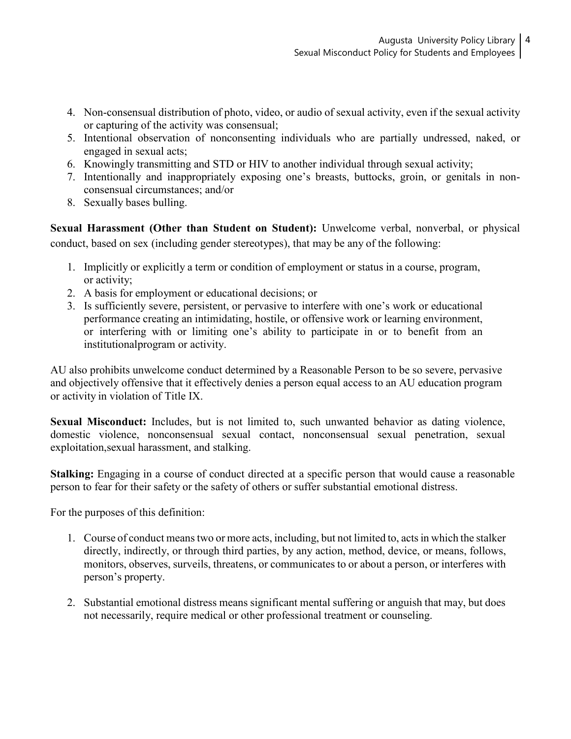4. Non-consensual distribution of photo, video, or audio of sexual activity, even if the sexual activity or capturing of the activity was consensual;
5. Intentional observation of nonconsenting individuals who are partially undressed, naked, or engaged in sexual acts;
6. Knowingly transmitting and STD or HIV to another individual through sexual activity;
7. Intentionally and inappropriately exposing one's breasts, buttocks, groin, or genitals in non-consensual circumstances; and/or
8. Sexually bases bulling.

**Sexual Harassment (Other than Student on Student):** Unwelcome verbal, nonverbal, or physical conduct, based on sex (including gender stereotypes), that may be any of the following:

1. Implicitly or explicitly a term or condition of employment or status in a course, program, or activity;
2. A basis for employment or educational decisions; or
3. Is sufficiently severe, persistent, or pervasive to interfere with one's work or educational performance creating an intimidating, hostile, or offensive work or learning environment, or interfering with or limiting one's ability to participate in or to benefit from an institutionalprogram or activity.

AU also prohibits unwelcome conduct determined by a Reasonable Person to be so severe, pervasive and objectively offensive that it effectively denies a person equal access to an AU education program or activity in violation of Title IX.

**Sexual Misconduct:** Includes, but is not limited to, such unwanted behavior as dating violence, domestic violence, nonconsensual sexual contact, nonconsensual sexual penetration, sexual exploitation,sexual harassment, and stalking.

**Stalking:** Engaging in a course of conduct directed at a specific person that would cause a reasonable person to fear for their safety or the safety of others or suffer substantial emotional distress.

For the purposes of this definition:

1. Course of conduct means two or more acts, including, but not limited to, acts in which the stalker directly, indirectly, or through third parties, by any action, method, device, or means, follows, monitors, observes, surveils, threatens, or communicates to or about a person, or interferes with person's property.

2. Substantial emotional distress means significant mental suffering or anguish that may, but does not necessarily, require medical or other professional treatment or counseling.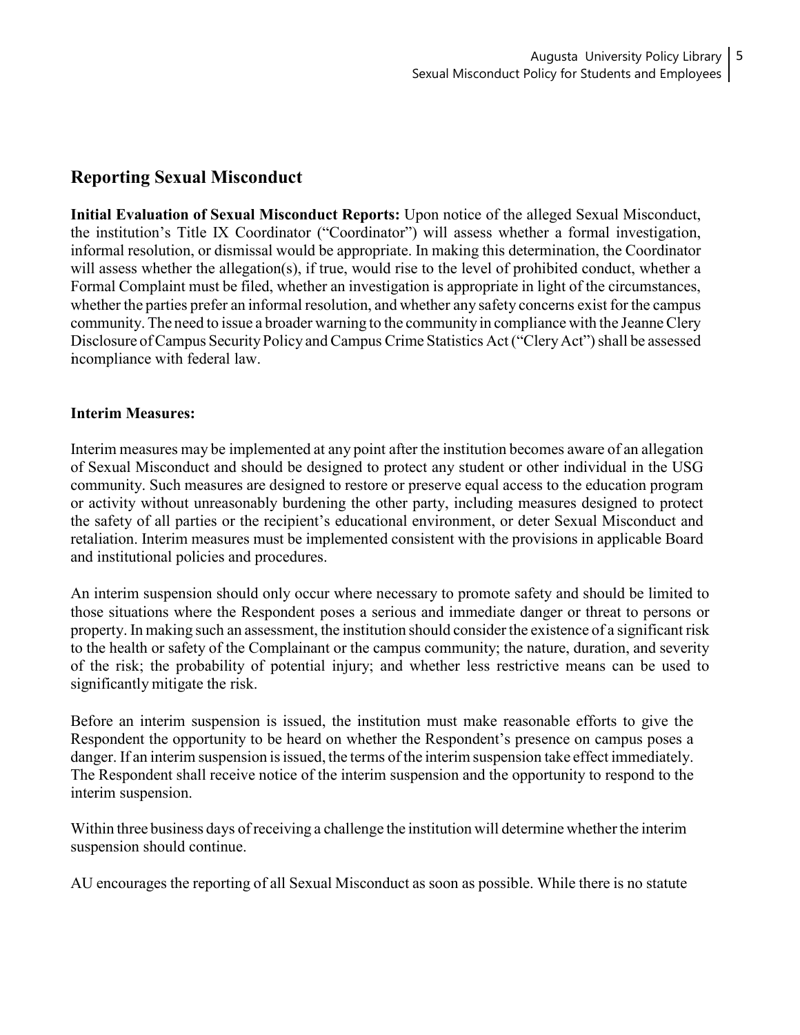## Reporting Sexual Misconduct

**Initial Evaluation of Sexual Misconduct Reports:** Upon notice of the alleged Sexual Misconduct, the institution's Title IX Coordinator ("Coordinator") will assess whether a formal investigation, informal resolution, or dismissal would be appropriate. In making this determination, the Coordinator will assess whether the allegation(s), if true, would rise to the level of prohibited conduct, whether a Formal Complaint must be filed, whether an investigation is appropriate in light of the circumstances, whether the parties prefer an informal resolution, and whether any safety concerns exist for the campus community. The need to issue a broader warning to the community in compliance with the Jeanne Clery Disclosure of Campus Security Policy and Campus Crime Statistics Act ("Clery Act") shall be assessed incompliance with federal law.

**Interim Measures:**

Interim measures may be implemented at any point after the institution becomes aware of an allegation of Sexual Misconduct and should be designed to protect any student or other individual in the USG community. Such measures are designed to restore or preserve equal access to the education program or activity without unreasonably burdening the other party, including measures designed to protect the safety of all parties or the recipient's educational environment, or deter Sexual Misconduct and retaliation. Interim measures must be implemented consistent with the provisions in applicable Board and institutional policies and procedures.

An interim suspension should only occur where necessary to promote safety and should be limited to those situations where the Respondent poses a serious and immediate danger or threat to persons or property. In making such an assessment, the institution should consider the existence of a significant risk to the health or safety of the Complainant or the campus community; the nature, duration, and severity of the risk; the probability of potential injury; and whether less restrictive means can be used to significantly mitigate the risk.

Before an interim suspension is issued, the institution must make reasonable efforts to give the Respondent the opportunity to be heard on whether the Respondent's presence on campus poses a danger. If an interim suspension is issued, the terms of the interim suspension take effect immediately. The Respondent shall receive notice of the interim suspension and the opportunity to respond to the interim suspension.

Within three business days of receiving a challenge the institution will determine whether the interim suspension should continue.

AU encourages the reporting of all Sexual Misconduct as soon as possible. While there is no statute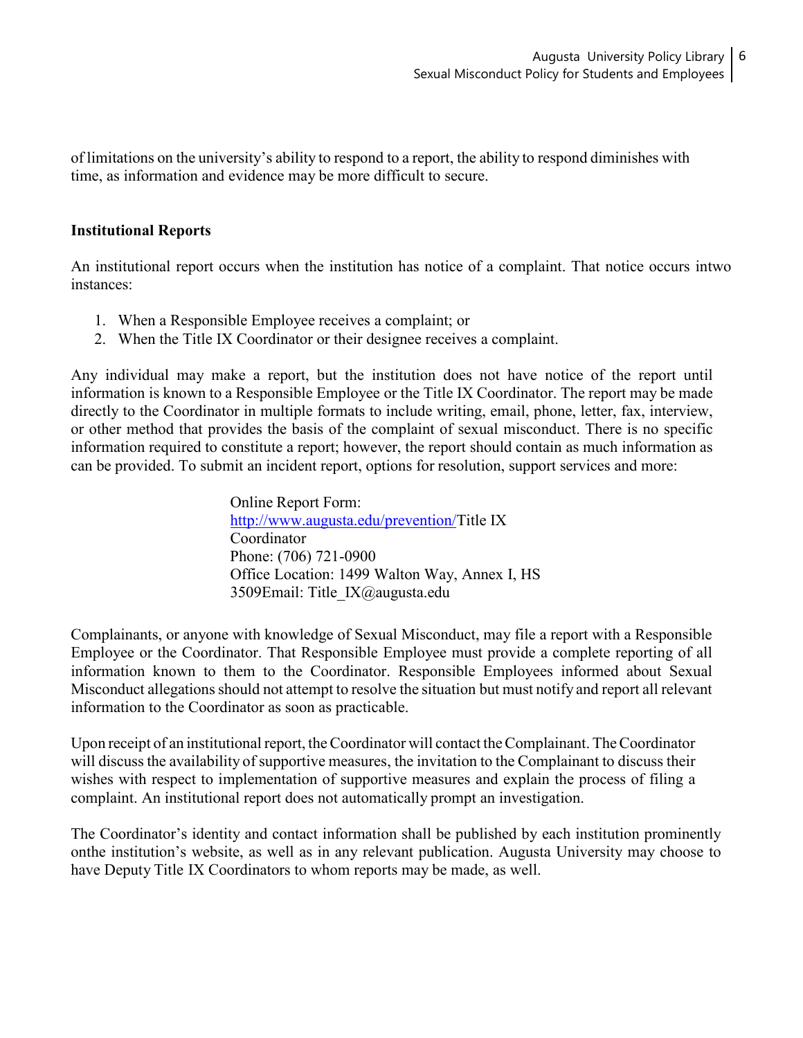of limitations on the university's ability to respond to a report, the ability to respond diminishes with time, as information and evidence may be more difficult to secure.

**Institutional Reports**

An institutional report occurs when the institution has notice of a complaint. That notice occurs intwo instances:

1. When a Responsible Employee receives a complaint; or
2. When the Title IX Coordinator or their designee receives a complaint.

Any individual may make a report, but the institution does not have notice of the report until information is known to a Responsible Employee or the Title IX Coordinator. The report may be made directly to the Coordinator in multiple formats to include writing, email, phone, letter, fax, interview, or other method that provides the basis of the complaint of sexual misconduct. There is no specific information required to constitute a report; however, the report should contain as much information as can be provided. To submit an incident report, options for resolution, support services and more:

Online Report Form:
http://www.augusta.edu/prevention/Title IX Coordinator
Phone: (706) 721-0900
Office Location: 1499 Walton Way, Annex I, HS 3509Email: Title_IX@augusta.edu

Complainants, or anyone with knowledge of Sexual Misconduct, may file a report with a Responsible Employee or the Coordinator. That Responsible Employee must provide a complete reporting of all information known to them to the Coordinator. Responsible Employees informed about Sexual Misconduct allegations should not attempt to resolve the situation but must notify and report all relevant information to the Coordinator as soon as practicable.

Upon receipt of an institutional report, the Coordinator will contact the Complainant. The Coordinator will discuss the availability of supportive measures, the invitation to the Complainant to discuss their wishes with respect to implementation of supportive measures and explain the process of filing a complaint. An institutional report does not automatically prompt an investigation.

The Coordinator's identity and contact information shall be published by each institution prominently onthe institution's website, as well as in any relevant publication. Augusta University may choose to have Deputy Title IX Coordinators to whom reports may be made, as well.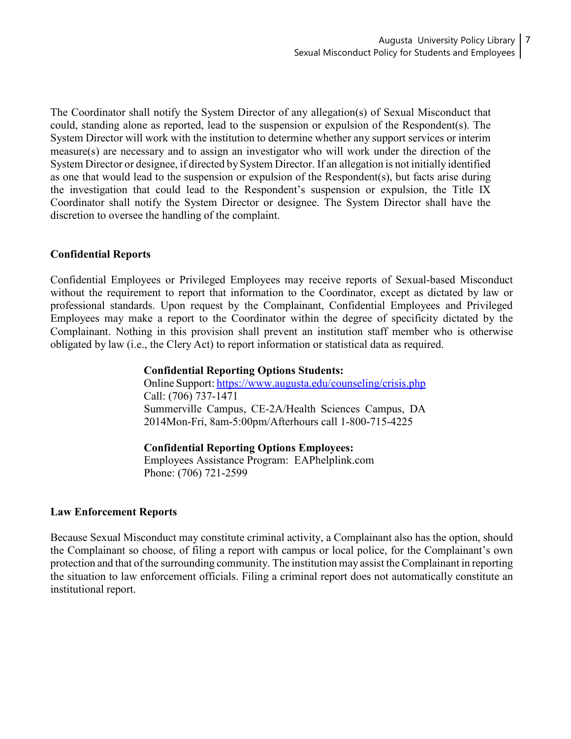The Coordinator shall notify the System Director of any allegation(s) of Sexual Misconduct that could, standing alone as reported, lead to the suspension or expulsion of the Respondent(s). The System Director will work with the institution to determine whether any support services or interim measure(s) are necessary and to assign an investigator who will work under the direction of the System Director or designee, if directed by System Director. If an allegation is not initially identified as one that would lead to the suspension or expulsion of the Respondent(s), but facts arise during the investigation that could lead to the Respondent's suspension or expulsion, the Title IX Coordinator shall notify the System Director or designee. The System Director shall have the discretion to oversee the handling of the complaint.

**Confidential Reports**

Confidential Employees or Privileged Employees may receive reports of Sexual-based Misconduct without the requirement to report that information to the Coordinator, except as dictated by law or professional standards. Upon request by the Complainant, Confidential Employees and Privileged Employees may make a report to the Coordinator within the degree of specificity dictated by the Complainant. Nothing in this provision shall prevent an institution staff member who is otherwise obligated by law (i.e., the Clery Act) to report information or statistical data as required.

**Confidential Reporting Options Students:**
Online Support: [https://www.augusta.edu/counseling/crisis.php](https://www.augusta.edu/counseling/crisis.php)
Call: (706) 737-1471
Summerville Campus, CE-2A/Health Sciences Campus, DA 2014Mon-Fri, 8am-5:00pm/Afterhours call 1-800-715-4225

**Confidential Reporting Options Employees:**
Employees Assistance Program: EAPhelplink.com
Phone: (706) 721-2599

**Law Enforcement Reports**

Because Sexual Misconduct may constitute criminal activity, a Complainant also has the option, should the Complainant so choose, of filing a report with campus or local police, for the Complainant's own protection and that of the surrounding community. The institution may assist the Complainant in reporting the situation to law enforcement officials. Filing a criminal report does not automatically constitute an institutional report.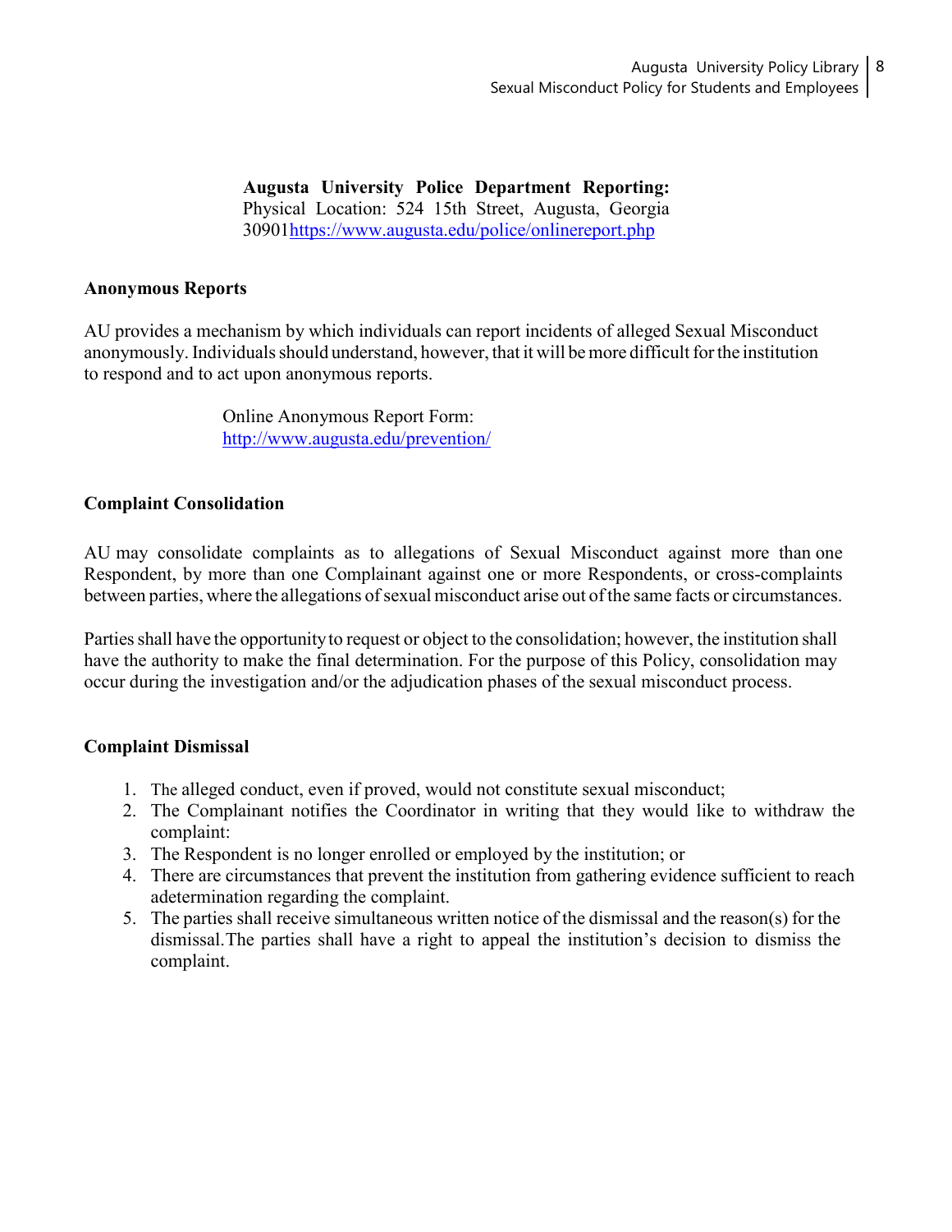**Augusta University Police Department Reporting:**
Physical Location: 524 15th Street, Augusta, Georgia 30901[https://www.augusta.edu/police/onlinereport.php](https://www.augusta.edu/police/onlinereport.php)

**Anonymous Reports**

AU provides a mechanism by which individuals can report incidents of alleged Sexual Misconduct anonymously. Individuals should understand, however, that it will be more difficult for the institution to respond and to act upon anonymous reports.

Online Anonymous Report Form:
[http://www.augusta.edu/prevention/](http://www.augusta.edu/prevention/)

**Complaint Consolidation**

AU may consolidate complaints as to allegations of Sexual Misconduct against more than one Respondent, by more than one Complainant against one or more Respondents, or cross-complaints between parties, where the allegations of sexual misconduct arise out of the same facts or circumstances.

Parties shall have the opportunity to request or object to the consolidation; however, the institution shall have the authority to make the final determination. For the purpose of this Policy, consolidation may occur during the investigation and/or the adjudication phases of the sexual misconduct process.

**Complaint Dismissal**

1. The alleged conduct, even if proved, would not constitute sexual misconduct;
2. The Complainant notifies the Coordinator in writing that they would like to withdraw the complaint:
3. The Respondent is no longer enrolled or employed by the institution; or
4. There are circumstances that prevent the institution from gathering evidence sufficient to reach adetermination regarding the complaint.
5. The parties shall receive simultaneous written notice of the dismissal and the reason(s) for the dismissal.The parties shall have a right to appeal the institution's decision to dismiss the complaint.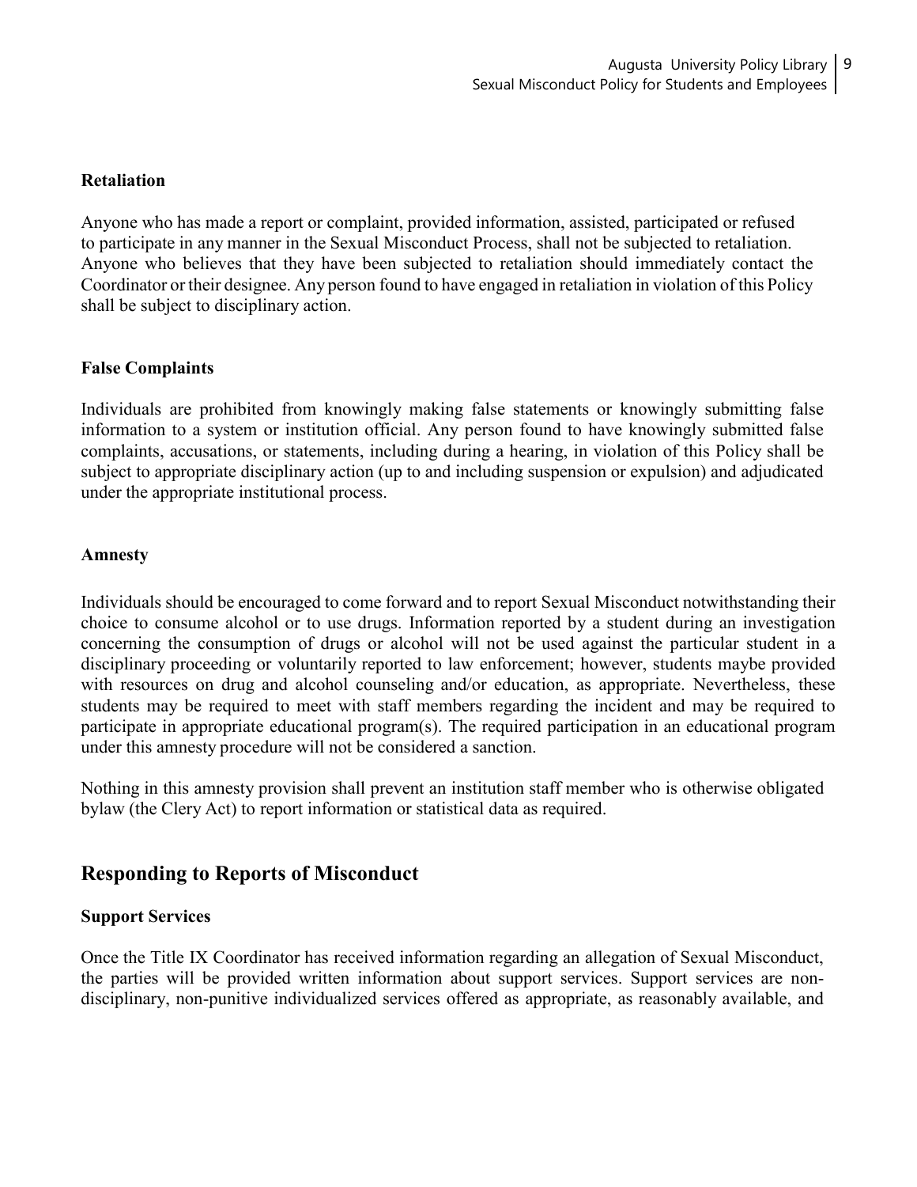### Retaliation

Anyone who has made a report or complaint, provided information, assisted, participated or refused to participate in any manner in the Sexual Misconduct Process, shall not be subjected to retaliation. Anyone who believes that they have been subjected to retaliation should immediately contact the Coordinator or their designee. Any person found to have engaged in retaliation in violation of this Policy shall be subject to disciplinary action.

### False Complaints

Individuals are prohibited from knowingly making false statements or knowingly submitting false information to a system or institution official. Any person found to have knowingly submitted false complaints, accusations, or statements, including during a hearing, in violation of this Policy shall be subject to appropriate disciplinary action (up to and including suspension or expulsion) and adjudicated under the appropriate institutional process.

### Amnesty

Individuals should be encouraged to come forward and to report Sexual Misconduct notwithstanding their choice to consume alcohol or to use drugs. Information reported by a student during an investigation concerning the consumption of drugs or alcohol will not be used against the particular student in a disciplinary proceeding or voluntarily reported to law enforcement; however, students maybe provided with resources on drug and alcohol counseling and/or education, as appropriate. Nevertheless, these students may be required to meet with staff members regarding the incident and may be required to participate in appropriate educational program(s). The required participation in an educational program under this amnesty procedure will not be considered a sanction.

Nothing in this amnesty provision shall prevent an institution staff member who is otherwise obligated bylaw (the Clery Act) to report information or statistical data as required.

## Responding to Reports of Misconduct

### Support Services

Once the Title IX Coordinator has received information regarding an allegation of Sexual Misconduct, the parties will be provided written information about support services. Support services are non-disciplinary, non-punitive individualized services offered as appropriate, as reasonably available, and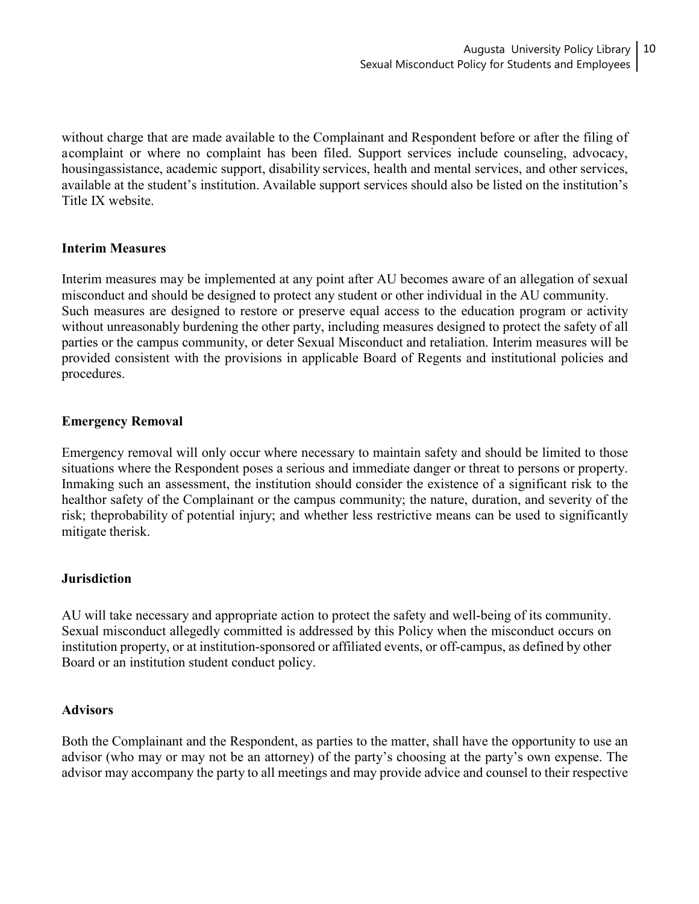without charge that are made available to the Complainant and Respondent before or after the filing of acomplaint or where no complaint has been filed. Support services include counseling, advocacy, housingassistance, academic support, disability services, health and mental services, and other services, available at the student's institution. Available support services should also be listed on the institution's Title IX website.

### Interim Measures

Interim measures may be implemented at any point after AU becomes aware of an allegation of sexual misconduct and should be designed to protect any student or other individual in the AU community. Such measures are designed to restore or preserve equal access to the education program or activity without unreasonably burdening the other party, including measures designed to protect the safety of all parties or the campus community, or deter Sexual Misconduct and retaliation. Interim measures will be provided consistent with the provisions in applicable Board of Regents and institutional policies and procedures.

### Emergency Removal

Emergency removal will only occur where necessary to maintain safety and should be limited to those situations where the Respondent poses a serious and immediate danger or threat to persons or property. Inmaking such an assessment, the institution should consider the existence of a significant risk to the healthor safety of the Complainant or the campus community; the nature, duration, and severity of the risk; theprobability of potential injury; and whether less restrictive means can be used to significantly mitigate therisk.

### Jurisdiction

AU will take necessary and appropriate action to protect the safety and well-being of its community. Sexual misconduct allegedly committed is addressed by this Policy when the misconduct occurs on institution property, or at institution-sponsored or affiliated events, or off-campus, as defined by other Board or an institution student conduct policy.

### Advisors

Both the Complainant and the Respondent, as parties to the matter, shall have the opportunity to use an advisor (who may or may not be an attorney) of the party's choosing at the party's own expense. The advisor may accompany the party to all meetings and may provide advice and counsel to their respective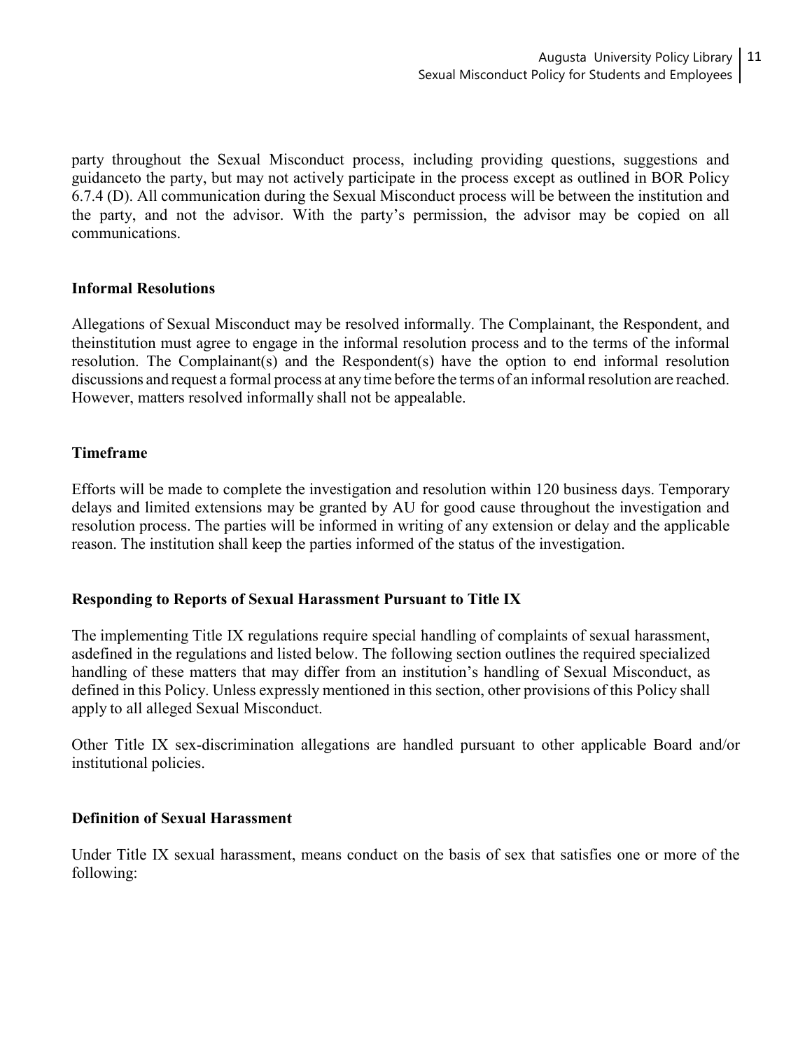party throughout the Sexual Misconduct process, including providing questions, suggestions and guidanceto the party, but may not actively participate in the process except as outlined in BOR Policy 6.7.4 (D). All communication during the Sexual Misconduct process will be between the institution and the party, and not the advisor. With the party's permission, the advisor may be copied on all communications.

**Informal Resolutions**

Allegations of Sexual Misconduct may be resolved informally. The Complainant, the Respondent, and theinstitution must agree to engage in the informal resolution process and to the terms of the informal resolution. The Complainant(s) and the Respondent(s) have the option to end informal resolution discussions and request a formal process at any time before the terms of an informal resolution are reached. However, matters resolved informally shall not be appealable.

**Timeframe**

Efforts will be made to complete the investigation and resolution within 120 business days. Temporary delays and limited extensions may be granted by AU for good cause throughout the investigation and resolution process. The parties will be informed in writing of any extension or delay and the applicable reason. The institution shall keep the parties informed of the status of the investigation.

**Responding to Reports of Sexual Harassment Pursuant to Title IX**

The implementing Title IX regulations require special handling of complaints of sexual harassment, asdefined in the regulations and listed below. The following section outlines the required specialized handling of these matters that may differ from an institution's handling of Sexual Misconduct, as defined in this Policy. Unless expressly mentioned in this section, other provisions of this Policy shall apply to all alleged Sexual Misconduct.

Other Title IX sex-discrimination allegations are handled pursuant to other applicable Board and/or institutional policies.

**Definition of Sexual Harassment**

Under Title IX sexual harassment, means conduct on the basis of sex that satisfies one or more of the following: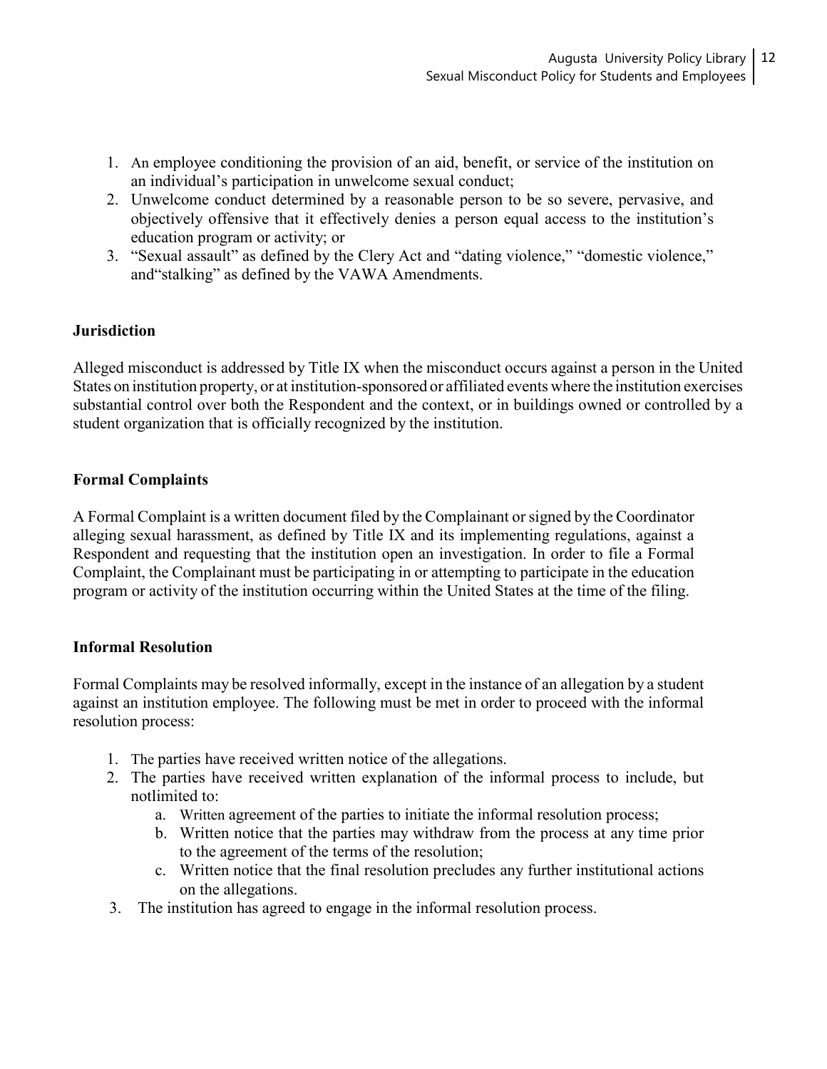1. An employee conditioning the provision of an aid, benefit, or service of the institution on an individual's participation in unwelcome sexual conduct;
2. Unwelcome conduct determined by a reasonable person to be so severe, pervasive, and objectively offensive that it effectively denies a person equal access to the institution's education program or activity; or
3. "Sexual assault" as defined by the Clery Act and "dating violence," "domestic violence," and"stalking" as defined by the VAWA Amendments.

**Jurisdiction**

Alleged misconduct is addressed by Title IX when the misconduct occurs against a person in the United States on institution property, or at institution-sponsored or affiliated events where the institution exercises substantial control over both the Respondent and the context, or in buildings owned or controlled by a student organization that is officially recognized by the institution.

**Formal Complaints**

A Formal Complaint is a written document filed by the Complainant or signed by the Coordinator alleging sexual harassment, as defined by Title IX and its implementing regulations, against a Respondent and requesting that the institution open an investigation. In order to file a Formal Complaint, the Complainant must be participating in or attempting to participate in the education program or activity of the institution occurring within the United States at the time of the filing.

**Informal Resolution**

Formal Complaints may be resolved informally, except in the instance of an allegation by a student against an institution employee. The following must be met in order to proceed with the informal resolution process:

1. The parties have received written notice of the allegations.
2. The parties have received written explanation of the informal process to include, but notlimited to:
   a. Written agreement of the parties to initiate the informal resolution process;
   b. Written notice that the parties may withdraw from the process at any time prior to the agreement of the terms of the resolution;
   c. Written notice that the final resolution precludes any further institutional actions on the allegations.
3. The institution has agreed to engage in the informal resolution process.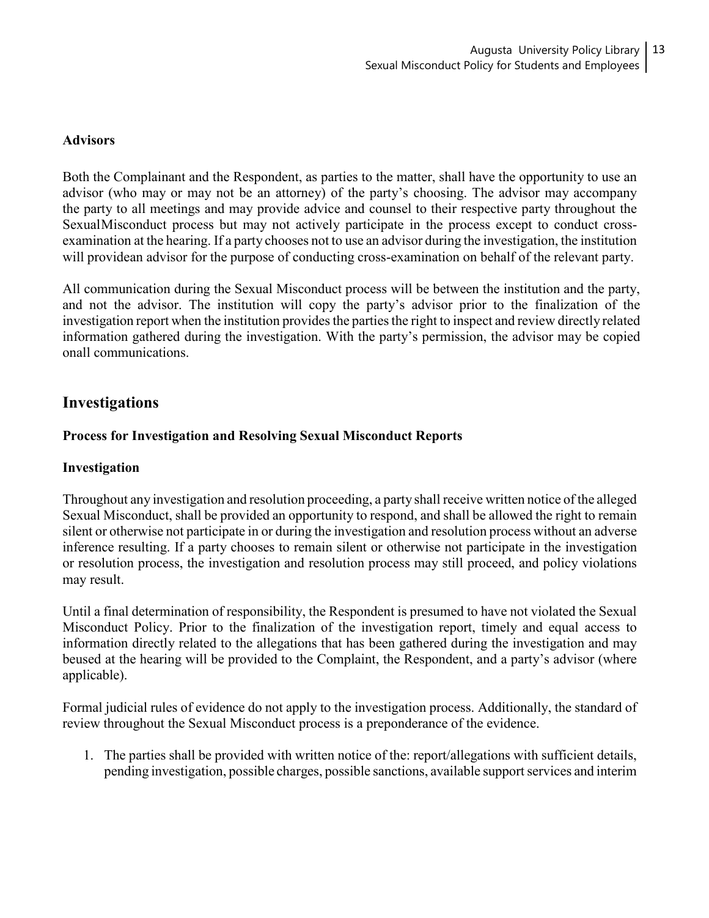### Advisors

Both the Complainant and the Respondent, as parties to the matter, shall have the opportunity to use an advisor (who may or may not be an attorney) of the party's choosing. The advisor may accompany the party to all meetings and may provide advice and counsel to their respective party throughout the SexualMisconduct process but may not actively participate in the process except to conduct cross-examination at the hearing. If a party chooses not to use an advisor during the investigation, the institution will providean advisor for the purpose of conducting cross-examination on behalf of the relevant party.

All communication during the Sexual Misconduct process will be between the institution and the party, and not the advisor. The institution will copy the party's advisor prior to the finalization of the investigation report when the institution provides the parties the right to inspect and review directly related information gathered during the investigation. With the party's permission, the advisor may be copied onall communications.

## Investigations

### Process for Investigation and Resolving Sexual Misconduct Reports

### Investigation

Throughout any investigation and resolution proceeding, a party shall receive written notice of the alleged Sexual Misconduct, shall be provided an opportunity to respond, and shall be allowed the right to remain silent or otherwise not participate in or during the investigation and resolution process without an adverse inference resulting. If a party chooses to remain silent or otherwise not participate in the investigation or resolution process, the investigation and resolution process may still proceed, and policy violations may result.

Until a final determination of responsibility, the Respondent is presumed to have not violated the Sexual Misconduct Policy. Prior to the finalization of the investigation report, timely and equal access to information directly related to the allegations that has been gathered during the investigation and may beused at the hearing will be provided to the Complaint, the Respondent, and a party's advisor (where applicable).

Formal judicial rules of evidence do not apply to the investigation process. Additionally, the standard of review throughout the Sexual Misconduct process is a preponderance of the evidence.

1. The parties shall be provided with written notice of the: report/allegations with sufficient details, pending investigation, possible charges, possible sanctions, available support services and interim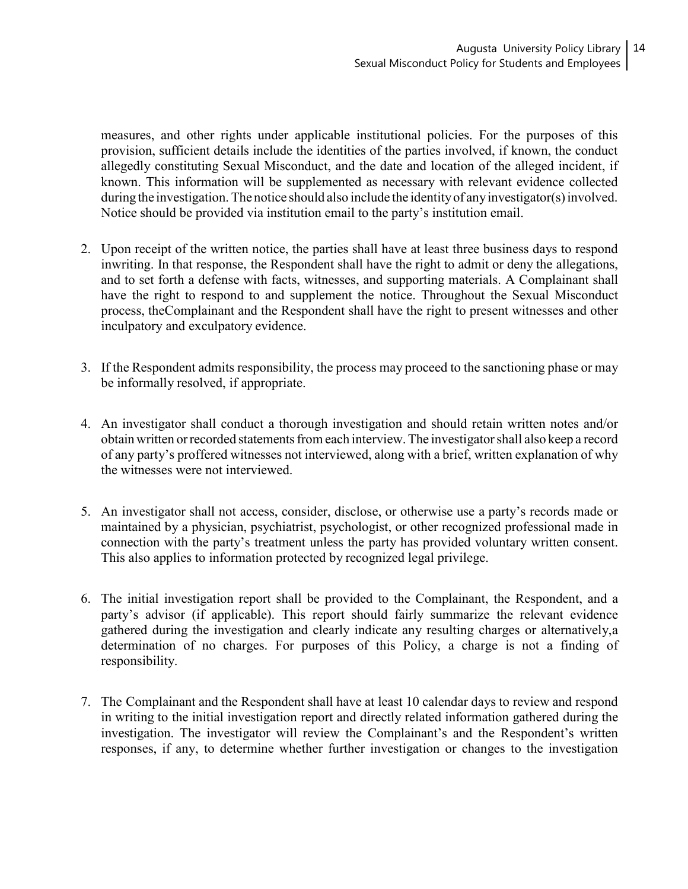measures, and other rights under applicable institutional policies. For the purposes of this provision, sufficient details include the identities of the parties involved, if known, the conduct allegedly constituting Sexual Misconduct, and the date and location of the alleged incident, if known. This information will be supplemented as necessary with relevant evidence collected during the investigation. The notice should also include the identity of any investigator(s) involved. Notice should be provided via institution email to the party's institution email.

2. Upon receipt of the written notice, the parties shall have at least three business days to respond inwriting. In that response, the Respondent shall have the right to admit or deny the allegations, and to set forth a defense with facts, witnesses, and supporting materials. A Complainant shall have the right to respond to and supplement the notice. Throughout the Sexual Misconduct process, theComplainant and the Respondent shall have the right to present witnesses and other inculpatory and exculpatory evidence.

3. If the Respondent admits responsibility, the process may proceed to the sanctioning phase or may be informally resolved, if appropriate.

4. An investigator shall conduct a thorough investigation and should retain written notes and/or obtain written or recorded statements from each interview. The investigator shall also keep a record of any party's proffered witnesses not interviewed, along with a brief, written explanation of why the witnesses were not interviewed.

5. An investigator shall not access, consider, disclose, or otherwise use a party's records made or maintained by a physician, psychiatrist, psychologist, or other recognized professional made in connection with the party's treatment unless the party has provided voluntary written consent. This also applies to information protected by recognized legal privilege.

6. The initial investigation report shall be provided to the Complainant, the Respondent, and a party's advisor (if applicable). This report should fairly summarize the relevant evidence gathered during the investigation and clearly indicate any resulting charges or alternatively,a determination of no charges. For purposes of this Policy, a charge is not a finding of responsibility.

7. The Complainant and the Respondent shall have at least 10 calendar days to review and respond in writing to the initial investigation report and directly related information gathered during the investigation. The investigator will review the Complainant's and the Respondent's written responses, if any, to determine whether further investigation or changes to the investigation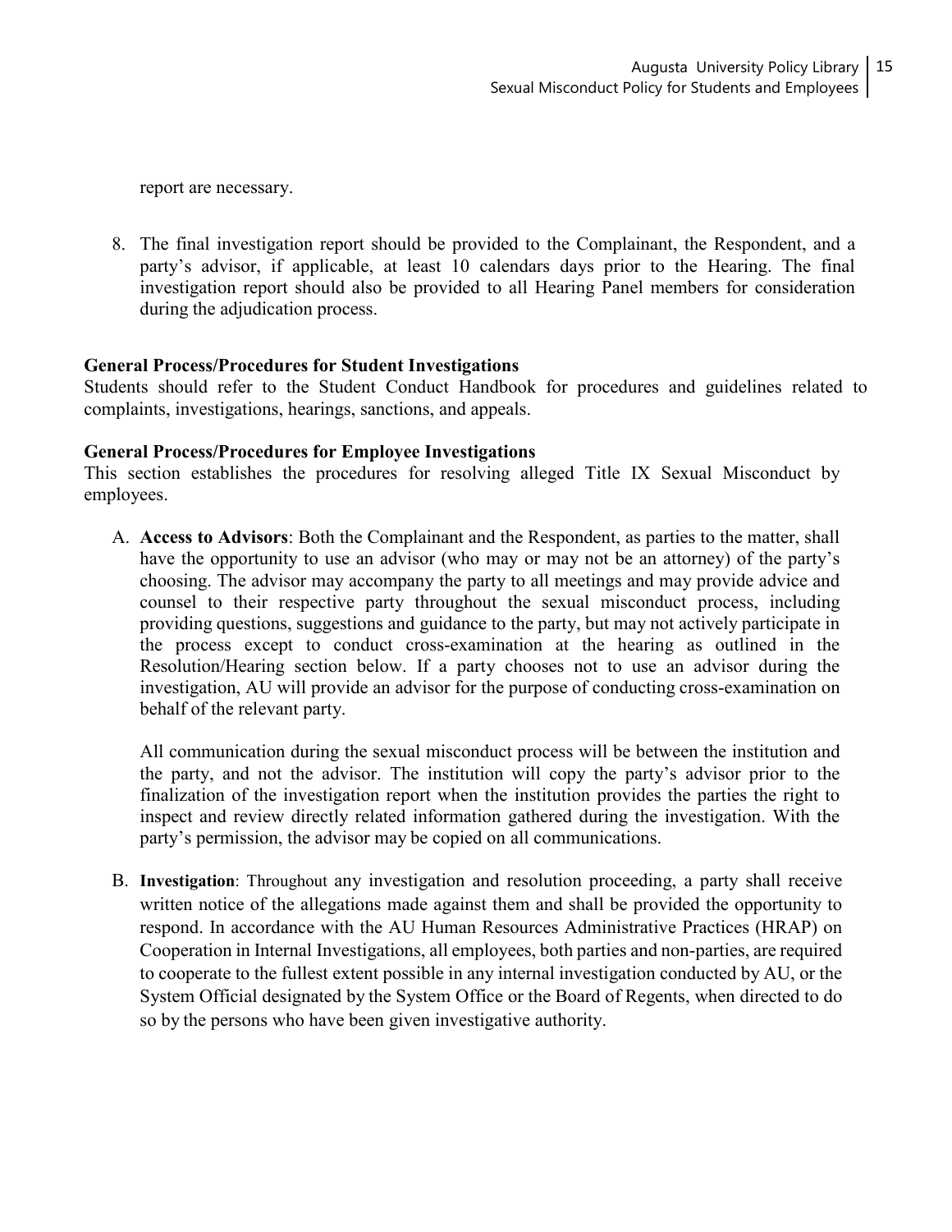report are necessary.

8. The final investigation report should be provided to the Complainant, the Respondent, and a party's advisor, if applicable, at least 10 calendars days prior to the Hearing. The final investigation report should also be provided to all Hearing Panel members for consideration during the adjudication process.

**General Process/Procedures for Student Investigations**

Students should refer to the Student Conduct Handbook for procedures and guidelines related to complaints, investigations, hearings, sanctions, and appeals.

**General Process/Procedures for Employee Investigations**

This section establishes the procedures for resolving alleged Title IX Sexual Misconduct by employees.

A. **Access to Advisors**: Both the Complainant and the Respondent, as parties to the matter, shall have the opportunity to use an advisor (who may or may not be an attorney) of the party's choosing. The advisor may accompany the party to all meetings and may provide advice and counsel to their respective party throughout the sexual misconduct process, including providing questions, suggestions and guidance to the party, but may not actively participate in the process except to conduct cross-examination at the hearing as outlined in the Resolution/Hearing section below. If a party chooses not to use an advisor during the investigation, AU will provide an advisor for the purpose of conducting cross-examination on behalf of the relevant party.

   All communication during the sexual misconduct process will be between the institution and the party, and not the advisor. The institution will copy the party's advisor prior to the finalization of the investigation report when the institution provides the parties the right to inspect and review directly related information gathered during the investigation. With the party's permission, the advisor may be copied on all communications.

B. **Investigation**: Throughout any investigation and resolution proceeding, a party shall receive written notice of the allegations made against them and shall be provided the opportunity to respond. In accordance with the AU Human Resources Administrative Practices (HRAP) on Cooperation in Internal Investigations, all employees, both parties and non-parties, are required to cooperate to the fullest extent possible in any internal investigation conducted by AU, or the System Official designated by the System Office or the Board of Regents, when directed to do so by the persons who have been given investigative authority.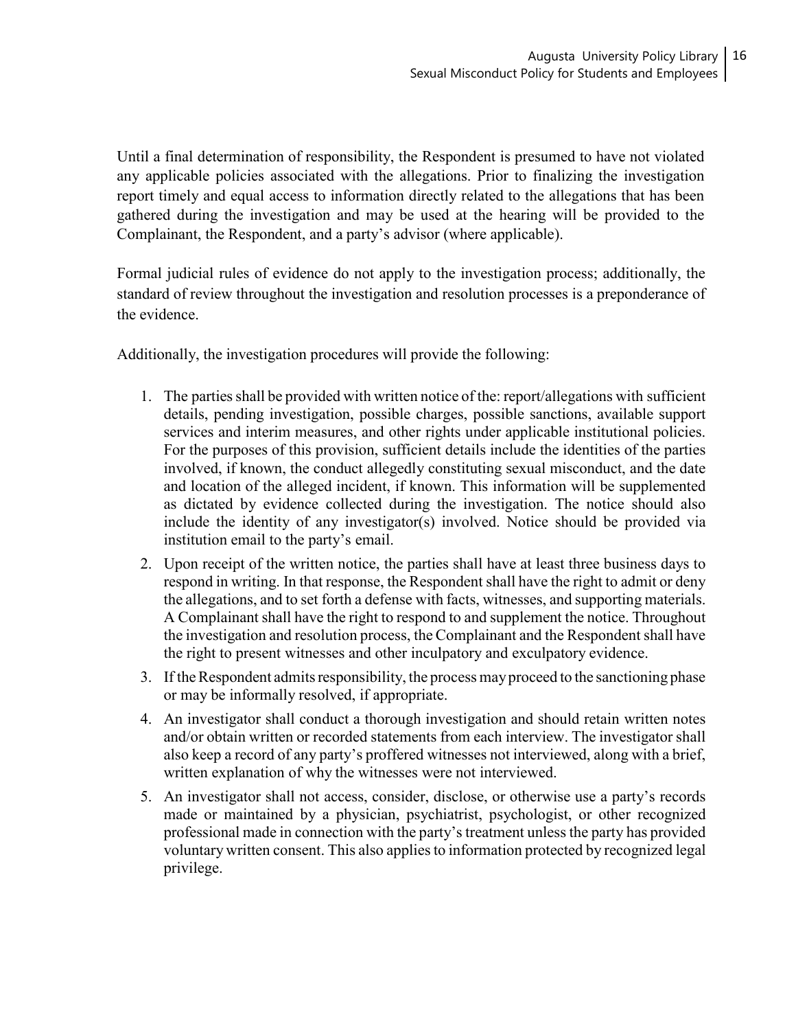Until a final determination of responsibility, the Respondent is presumed to have not violated any applicable policies associated with the allegations. Prior to finalizing the investigation report timely and equal access to information directly related to the allegations that has been gathered during the investigation and may be used at the hearing will be provided to the Complainant, the Respondent, and a party's advisor (where applicable).

Formal judicial rules of evidence do not apply to the investigation process; additionally, the standard of review throughout the investigation and resolution processes is a preponderance of the evidence.

Additionally, the investigation procedures will provide the following:

1. The parties shall be provided with written notice of the: report/allegations with sufficient details, pending investigation, possible charges, possible sanctions, available support services and interim measures, and other rights under applicable institutional policies. For the purposes of this provision, sufficient details include the identities of the parties involved, if known, the conduct allegedly constituting sexual misconduct, and the date and location of the alleged incident, if known. This information will be supplemented as dictated by evidence collected during the investigation. The notice should also include the identity of any investigator(s) involved. Notice should be provided via institution email to the party's email.
2. Upon receipt of the written notice, the parties shall have at least three business days to respond in writing. In that response, the Respondent shall have the right to admit or deny the allegations, and to set forth a defense with facts, witnesses, and supporting materials. A Complainant shall have the right to respond to and supplement the notice. Throughout the investigation and resolution process, the Complainant and the Respondent shall have the right to present witnesses and other inculpatory and exculpatory evidence.
3. If the Respondent admits responsibility, the process may proceed to the sanctioning phase or may be informally resolved, if appropriate.
4. An investigator shall conduct a thorough investigation and should retain written notes and/or obtain written or recorded statements from each interview. The investigator shall also keep a record of any party's proffered witnesses not interviewed, along with a brief, written explanation of why the witnesses were not interviewed.
5. An investigator shall not access, consider, disclose, or otherwise use a party's records made or maintained by a physician, psychiatrist, psychologist, or other recognized professional made in connection with the party's treatment unless the party has provided voluntary written consent. This also applies to information protected by recognized legal privilege.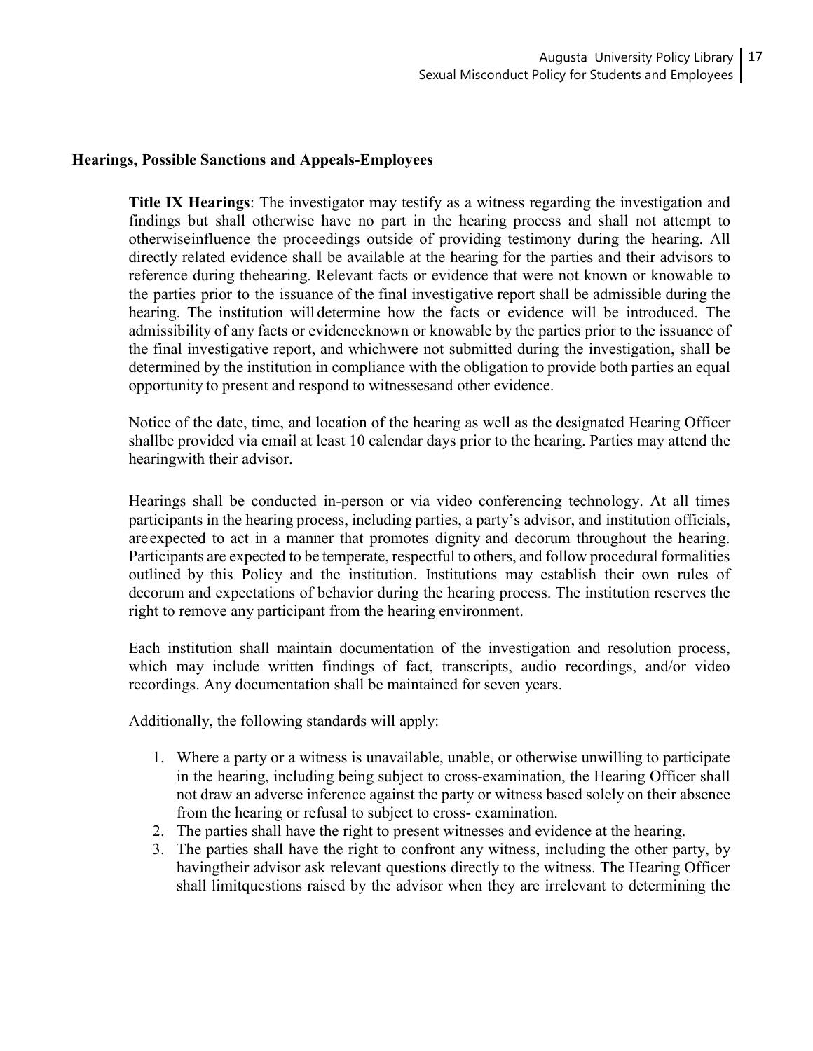**Hearings, Possible Sanctions and Appeals-Employees**

**Title IX Hearings**: The investigator may testify as a witness regarding the investigation and findings but shall otherwise have no part in the hearing process and shall not attempt to otherwiseinfluence the proceedings outside of providing testimony during the hearing. All directly related evidence shall be available at the hearing for the parties and their advisors to reference during thehearing. Relevant facts or evidence that were not known or knowable to the parties prior to the issuance of the final investigative report shall be admissible during the hearing. The institution will determine how the facts or evidence will be introduced. The admissibility of any facts or evidenceknown or knowable by the parties prior to the issuance of the final investigative report, and whichwere not submitted during the investigation, shall be determined by the institution in compliance with the obligation to provide both parties an equal opportunity to present and respond to witnessesand other evidence.

Notice of the date, time, and location of the hearing as well as the designated Hearing Officer shallbe provided via email at least 10 calendar days prior to the hearing. Parties may attend the hearingwith their advisor.

Hearings shall be conducted in-person or via video conferencing technology. At all times participants in the hearing process, including parties, a party's advisor, and institution officials, areexpected to act in a manner that promotes dignity and decorum throughout the hearing. Participants are expected to be temperate, respectful to others, and follow procedural formalities outlined by this Policy and the institution. Institutions may establish their own rules of decorum and expectations of behavior during the hearing process. The institution reserves the right to remove any participant from the hearing environment.

Each institution shall maintain documentation of the investigation and resolution process, which may include written findings of fact, transcripts, audio recordings, and/or video recordings. Any documentation shall be maintained for seven years.

Additionally, the following standards will apply:

1. Where a party or a witness is unavailable, unable, or otherwise unwilling to participate in the hearing, including being subject to cross-examination, the Hearing Officer shall not draw an adverse inference against the party or witness based solely on their absence from the hearing or refusal to subject to cross- examination.
2. The parties shall have the right to present witnesses and evidence at the hearing.
3. The parties shall have the right to confront any witness, including the other party, by havingtheir advisor ask relevant questions directly to the witness. The Hearing Officer shall limitquestions raised by the advisor when they are irrelevant to determining the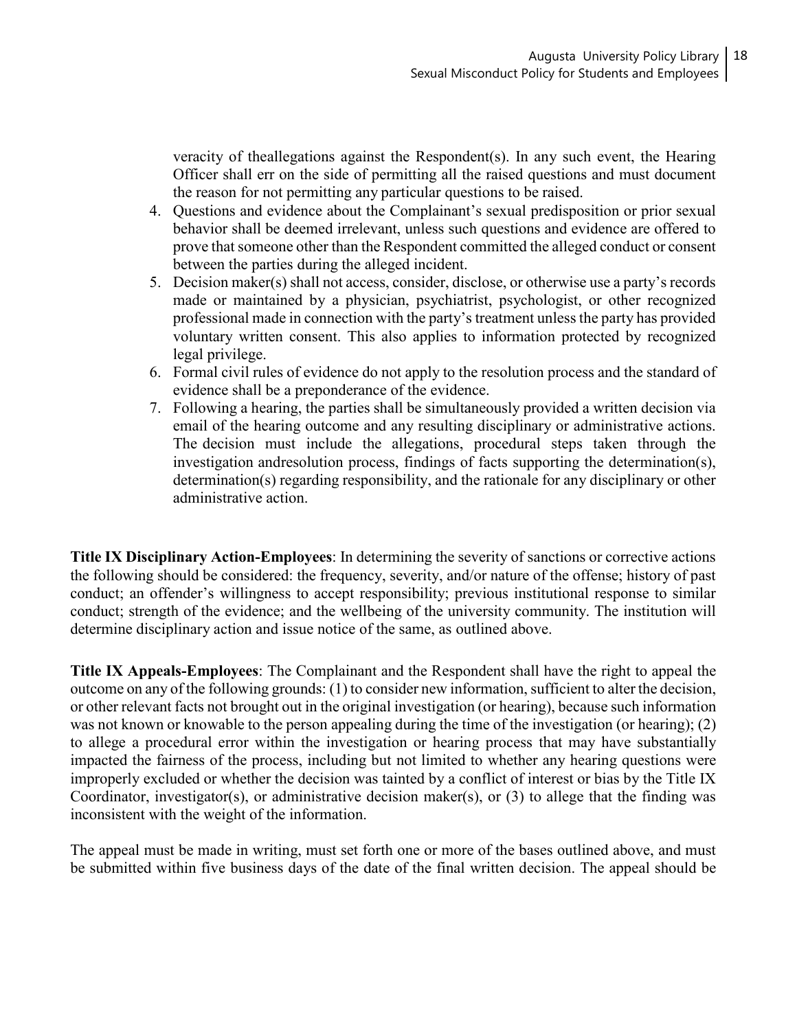veracity of theallegations against the Respondent(s). In any such event, the Hearing Officer shall err on the side of permitting all the raised questions and must document the reason for not permitting any particular questions to be raised.

4. Questions and evidence about the Complainant's sexual predisposition or prior sexual behavior shall be deemed irrelevant, unless such questions and evidence are offered to prove that someone other than the Respondent committed the alleged conduct or consent between the parties during the alleged incident.
5. Decision maker(s) shall not access, consider, disclose, or otherwise use a party's records made or maintained by a physician, psychiatrist, psychologist, or other recognized professional made in connection with the party's treatment unless the party has provided voluntary written consent. This also applies to information protected by recognized legal privilege.
6. Formal civil rules of evidence do not apply to the resolution process and the standard of evidence shall be a preponderance of the evidence.
7. Following a hearing, the parties shall be simultaneously provided a written decision via email of the hearing outcome and any resulting disciplinary or administrative actions. The decision must include the allegations, procedural steps taken through the investigation andresolution process, findings of facts supporting the determination(s), determination(s) regarding responsibility, and the rationale for any disciplinary or other administrative action.

**Title IX Disciplinary Action-Employees**: In determining the severity of sanctions or corrective actions the following should be considered: the frequency, severity, and/or nature of the offense; history of past conduct; an offender's willingness to accept responsibility; previous institutional response to similar conduct; strength of the evidence; and the wellbeing of the university community. The institution will determine disciplinary action and issue notice of the same, as outlined above.

**Title IX Appeals-Employees**: The Complainant and the Respondent shall have the right to appeal the outcome on any of the following grounds: (1) to consider new information, sufficient to alter the decision, or other relevant facts not brought out in the original investigation (or hearing), because such information was not known or knowable to the person appealing during the time of the investigation (or hearing); (2) to allege a procedural error within the investigation or hearing process that may have substantially impacted the fairness of the process, including but not limited to whether any hearing questions were improperly excluded or whether the decision was tainted by a conflict of interest or bias by the Title IX Coordinator, investigator(s), or administrative decision maker(s), or (3) to allege that the finding was inconsistent with the weight of the information.

The appeal must be made in writing, must set forth one or more of the bases outlined above, and must be submitted within five business days of the date of the final written decision. The appeal should be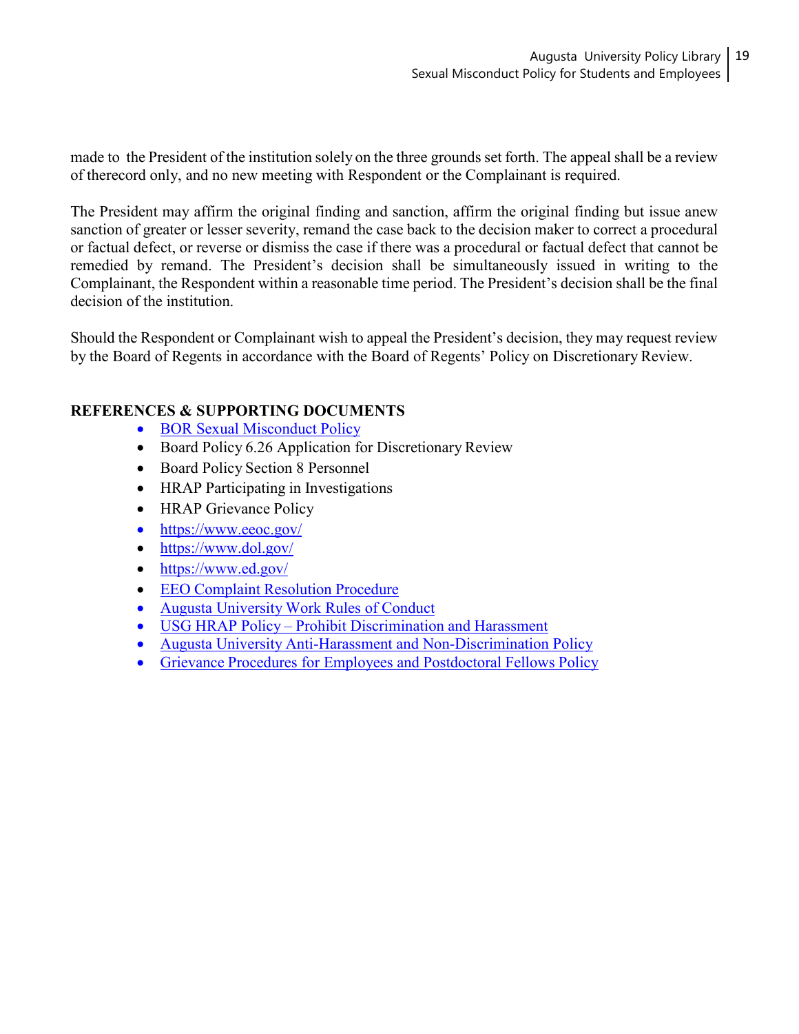made to the President of the institution solely on the three grounds set forth. The appeal shall be a review of therecord only, and no new meeting with Respondent or the Complainant is required.

The President may affirm the original finding and sanction, affirm the original finding but issue anew sanction of greater or lesser severity, remand the case back to the decision maker to correct a procedural or factual defect, or reverse or dismiss the case if there was a procedural or factual defect that cannot be remedied by remand. The President's decision shall be simultaneously issued in writing to the Complainant, the Respondent within a reasonable time period. The President's decision shall be the final decision of the institution.

Should the Respondent or Complainant wish to appeal the President's decision, they may request review by the Board of Regents in accordance with the Board of Regents' Policy on Discretionary Review.

**REFERENCES & SUPPORTING DOCUMENTS**

- BOR Sexual Misconduct Policy
- Board Policy 6.26 Application for Discretionary Review
- Board Policy Section 8 Personnel
- HRAP Participating in Investigations
- HRAP Grievance Policy
- https://www.eeoc.gov/
- https://www.dol.gov/
- https://www.ed.gov/
- EEO Complaint Resolution Procedure
- Augusta University Work Rules of Conduct
- USG HRAP Policy – Prohibit Discrimination and Harassment
- Augusta University Anti-Harassment and Non-Discrimination Policy
- Grievance Procedures for Employees and Postdoctoral Fellows Policy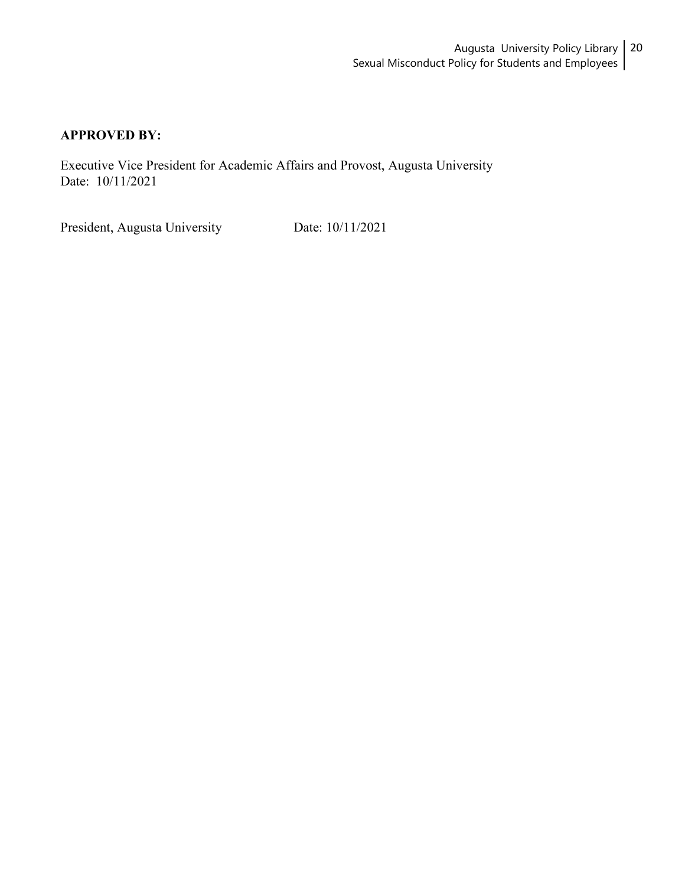**APPROVED BY:**

Executive Vice President for Academic Affairs and Provost, Augusta University
Date: 10/11/2021

President, Augusta University Date: 10/11/2021